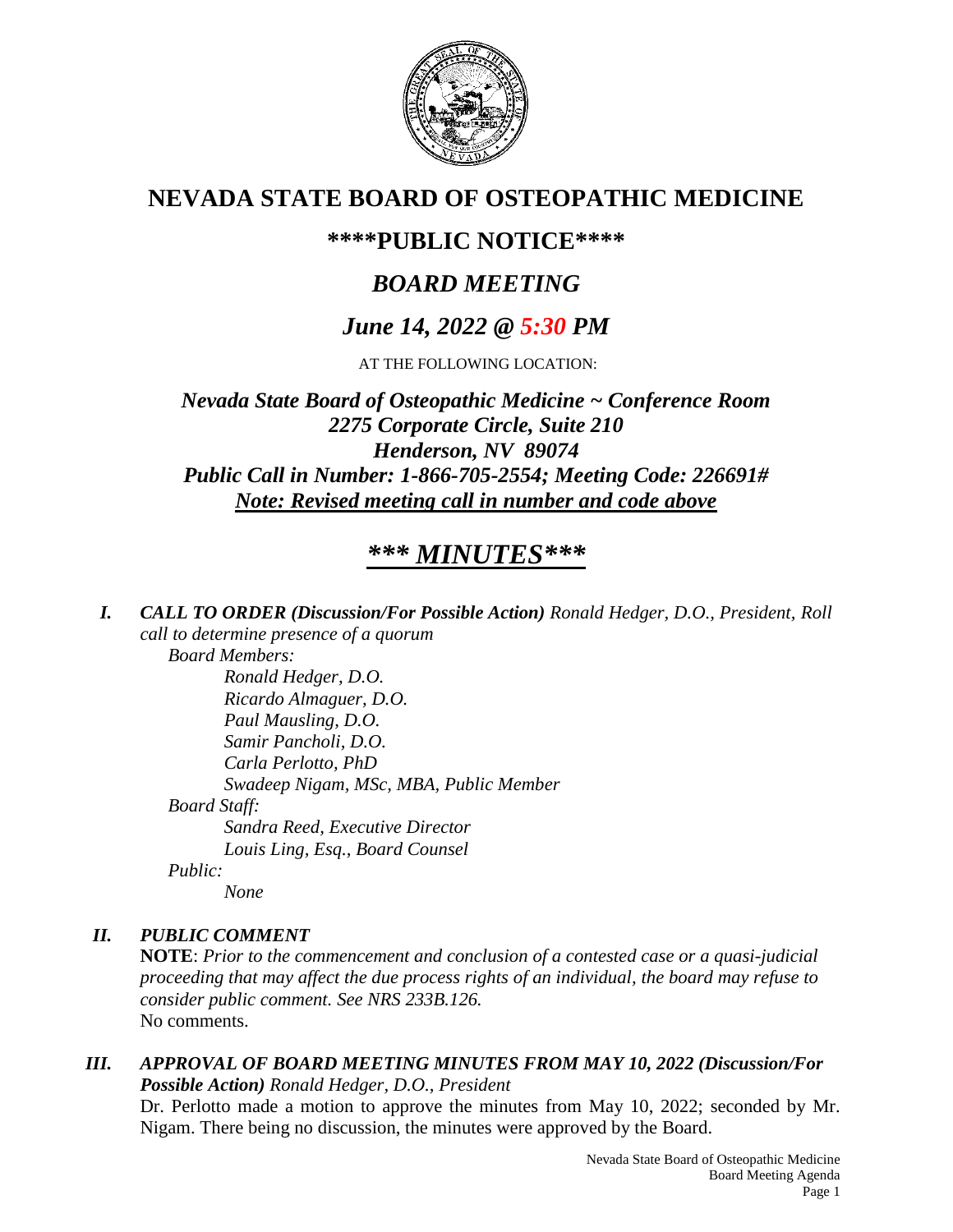# NEVADA STATE BOARD OF OSTEOPATHIC MEDICINE

## \*\*\*\*PUBLIC NOTICE\*\*\*\*

## *BOARD MEETING*

## *June 14, 2022 @ 5:30 PM*

AT THE FOLLOWING LOCATION:

***Nevada State Board of Osteopathic Medicine ~ Conference Room***
***2275 Corporate Circle, Suite 210***
***Henderson, NV 89074***
***Public Call in Number: 1-866-705-2554; Meeting Code: 226691#***
***Note: Revised meeting call in number and code above***

## *\*\*\* MINUTES\*\*\**

***I. CALL TO ORDER (Discussion/For Possible Action)*** *Ronald Hedger, D.O., President, Roll call to determine presence of a quorum*

*Board Members:*
- *Ronald Hedger, D.O.*
- *Ricardo Almaguer, D.O.*
- *Paul Mausling, D.O.*
- *Samir Pancholi, D.O.*
- *Carla Perlotto, PhD*
- *Swadeep Nigam, MSc, MBA, Public Member*

*Board Staff:*
- *Sandra Reed, Executive Director*
- *Louis Ling, Esq., Board Counsel*

*Public:*
- *None*

***II. PUBLIC COMMENT***

**NOTE**: *Prior to the commencement and conclusion of a contested case or a quasi-judicial proceeding that may affect the due process rights of an individual, the board may refuse to consider public comment. See NRS 233B.126.*
No comments.

***III. APPROVAL OF BOARD MEETING MINUTES FROM MAY 10, 2022 (Discussion/For Possible Action)*** *Ronald Hedger, D.O., President*

Dr. Perlotto made a motion to approve the minutes from May 10, 2022; seconded by Mr. Nigam. There being no discussion, the minutes were approved by the Board.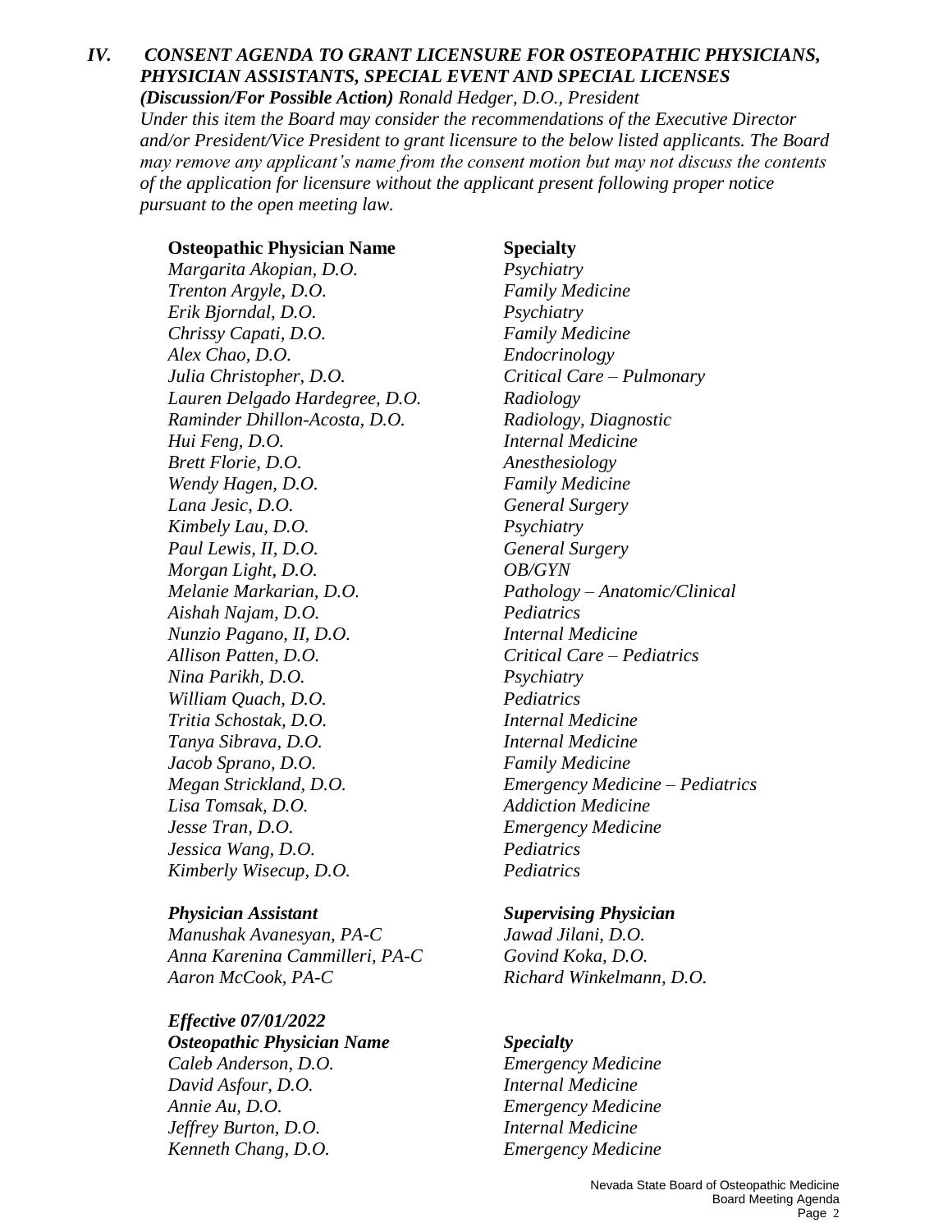## IV. *CONSENT AGENDA TO GRANT LICENSURE FOR OSTEOPATHIC PHYSICIANS, PHYSICIAN ASSISTANTS, SPECIAL EVENT AND SPECIAL LICENSES*

***(Discussion/For Possible Action)*** *Ronald Hedger, D.O., President*
*Under this item the Board may consider the recommendations of the Executive Director and/or President/Vice President to grant licensure to the below listed applicants. The Board may remove any applicant's name from the consent motion but may not discuss the contents of the application for licensure without the applicant present following proper notice pursuant to the open meeting law.*

| **Osteopathic Physician Name** | **Specialty** |
|---|---|
| *Margarita Akopian, D.O.* | *Psychiatry* |
| *Trenton Argyle, D.O.* | *Family Medicine* |
| *Erik Bjorndal, D.O.* | *Psychiatry* |
| *Chrissy Capati, D.O.* | *Family Medicine* |
| *Alex Chao, D.O.* | *Endocrinology* |
| *Julia Christopher, D.O.* | *Critical Care – Pulmonary* |
| *Lauren Delgado Hardegree, D.O.* | *Radiology* |
| *Raminder Dhillon-Acosta, D.O.* | *Radiology, Diagnostic* |
| *Hui Feng, D.O.* | *Internal Medicine* |
| *Brett Florie, D.O.* | *Anesthesiology* |
| *Wendy Hagen, D.O.* | *Family Medicine* |
| *Lana Jesic, D.O.* | *General Surgery* |
| *Kimbely Lau, D.O.* | *Psychiatry* |
| *Paul Lewis, II, D.O.* | *General Surgery* |
| *Morgan Light, D.O.* | *OB/GYN* |
| *Melanie Markarian, D.O.* | *Pathology – Anatomic/Clinical* |
| *Aishah Najam, D.O.* | *Pediatrics* |
| *Nunzio Pagano, II, D.O.* | *Internal Medicine* |
| *Allison Patten, D.O.* | *Critical Care – Pediatrics* |
| *Nina Parikh, D.O.* | *Psychiatry* |
| *William Quach, D.O.* | *Pediatrics* |
| *Tritia Schostak, D.O.* | *Internal Medicine* |
| *Tanya Sibrava, D.O.* | *Internal Medicine* |
| *Jacob Sprano, D.O.* | *Family Medicine* |
| *Megan Strickland, D.O.* | *Emergency Medicine – Pediatrics* |
| *Lisa Tomsak, D.O.* | *Addiction Medicine* |
| *Jesse Tran, D.O.* | *Emergency Medicine* |
| *Jessica Wang, D.O.* | *Pediatrics* |
| *Kimberly Wisecup, D.O.* | *Pediatrics* |

| ***Physician Assistant*** | ***Supervising Physician*** |
|---|---|
| *Manushak Avanesyan, PA-C* | *Jawad Jilani, D.O.* |
| *Anna Karenina Cammilleri, PA-C* | *Govind Koka, D.O.* |
| *Aaron McCook, PA-C* | *Richard Winkelmann, D.O.* |

***Effective 07/01/2022***

| ***Osteopathic Physician Name*** | ***Specialty*** |
|---|---|
| *Caleb Anderson, D.O.* | *Emergency Medicine* |
| *David Asfour, D.O.* | *Internal Medicine* |
| *Annie Au, D.O.* | *Emergency Medicine* |
| *Jeffrey Burton, D.O.* | *Internal Medicine* |
| *Kenneth Chang, D.O.* | *Emergency Medicine* |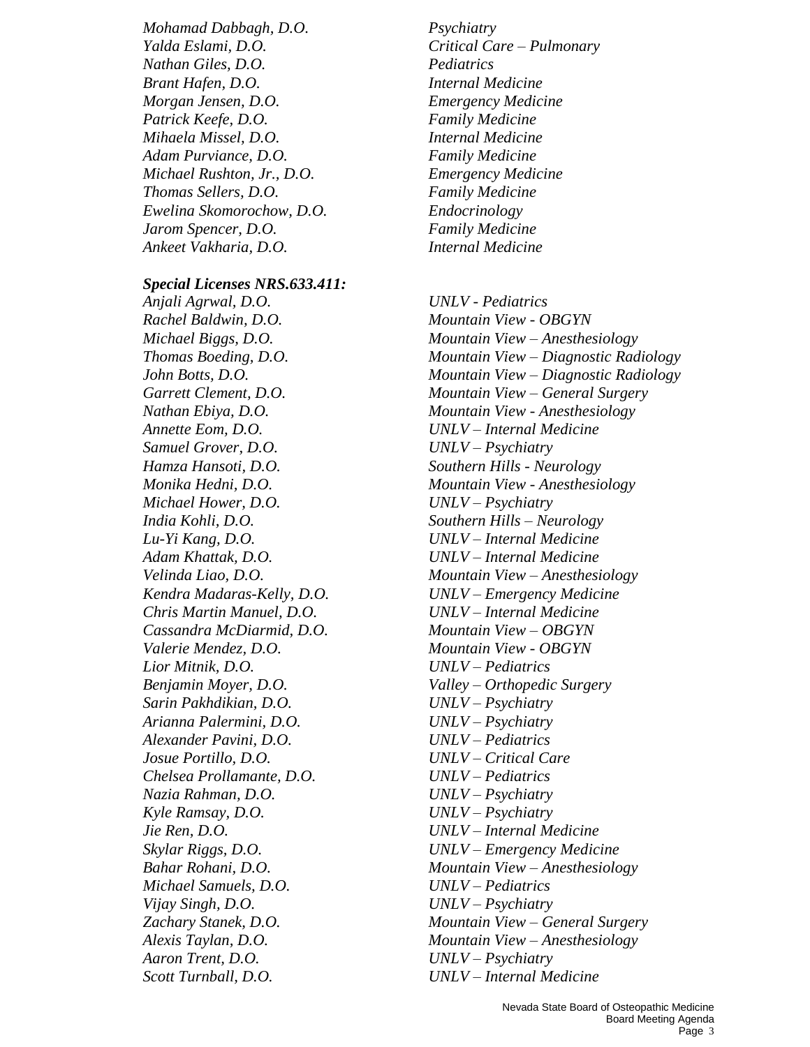*Mohamad Dabbagh, D.O.* *Psychiatry*
*Yalda Eslami, D.O.* *Critical Care – Pulmonary*
*Nathan Giles, D.O.* *Pediatrics*
*Brant Hafen, D.O.* *Internal Medicine*
*Morgan Jensen, D.O.* *Emergency Medicine*
*Patrick Keefe, D.O.* *Family Medicine*
*Mihaela Missel, D.O.* *Internal Medicine*
*Adam Purviance, D.O.* *Family Medicine*
*Michael Rushton, Jr., D.O.* *Emergency Medicine*
*Thomas Sellers, D.O.* *Family Medicine*
*Ewelina Skomorochow, D.O.* *Endocrinology*
*Jarom Spencer, D.O.* *Family Medicine*
*Ankeet Vakharia, D.O.* *Internal Medicine*

***Special Licenses NRS.633.411:***

*Anjali Agrwal, D.O.* *UNLV - Pediatrics*
*Rachel Baldwin, D.O.* *Mountain View - OBGYN*
*Michael Biggs, D.O.* *Mountain View – Anesthesiology*
*Thomas Boeding, D.O.* *Mountain View – Diagnostic Radiology*
*John Botts, D.O.* *Mountain View – Diagnostic Radiology*
*Garrett Clement, D.O.* *Mountain View – General Surgery*
*Nathan Ebiya, D.O.* *Mountain View - Anesthesiology*
*Annette Eom, D.O.* *UNLV – Internal Medicine*
*Samuel Grover, D.O.* *UNLV – Psychiatry*
*Hamza Hansoti, D.O.* *Southern Hills - Neurology*
*Monika Hedni, D.O.* *Mountain View - Anesthesiology*
*Michael Hower, D.O.* *UNLV – Psychiatry*
*India Kohli, D.O.* *Southern Hills – Neurology*
*Lu-Yi Kang, D.O.* *UNLV – Internal Medicine*
*Adam Khattak, D.O.* *UNLV – Internal Medicine*
*Velinda Liao, D.O.* *Mountain View – Anesthesiology*
*Kendra Madaras-Kelly, D.O.* *UNLV – Emergency Medicine*
*Chris Martin Manuel, D.O.* *UNLV – Internal Medicine*
*Cassandra McDiarmid, D.O.* *Mountain View – OBGYN*
*Valerie Mendez, D.O.* *Mountain View - OBGYN*
*Lior Mitnik, D.O.* *UNLV – Pediatrics*
*Benjamin Moyer, D.O.* *Valley – Orthopedic Surgery*
*Sarin Pakhdikian, D.O.* *UNLV – Psychiatry*
*Arianna Palermini, D.O.* *UNLV – Psychiatry*
*Alexander Pavini, D.O.* *UNLV – Pediatrics*
*Josue Portillo, D.O.* *UNLV – Critical Care*
*Chelsea Prollamante, D.O.* *UNLV – Pediatrics*
*Nazia Rahman, D.O.* *UNLV – Psychiatry*
*Kyle Ramsay, D.O.* *UNLV – Psychiatry*
*Jie Ren, D.O.* *UNLV – Internal Medicine*
*Skylar Riggs, D.O.* *UNLV – Emergency Medicine*
*Bahar Rohani, D.O.* *Mountain View – Anesthesiology*
*Michael Samuels, D.O.* *UNLV – Pediatrics*
*Vijay Singh, D.O.* *UNLV – Psychiatry*
*Zachary Stanek, D.O.* *Mountain View – General Surgery*
*Alexis Taylan, D.O.* *Mountain View – Anesthesiology*
*Aaron Trent, D.O.* *UNLV – Psychiatry*
*Scott Turnball, D.O.* *UNLV – Internal Medicine*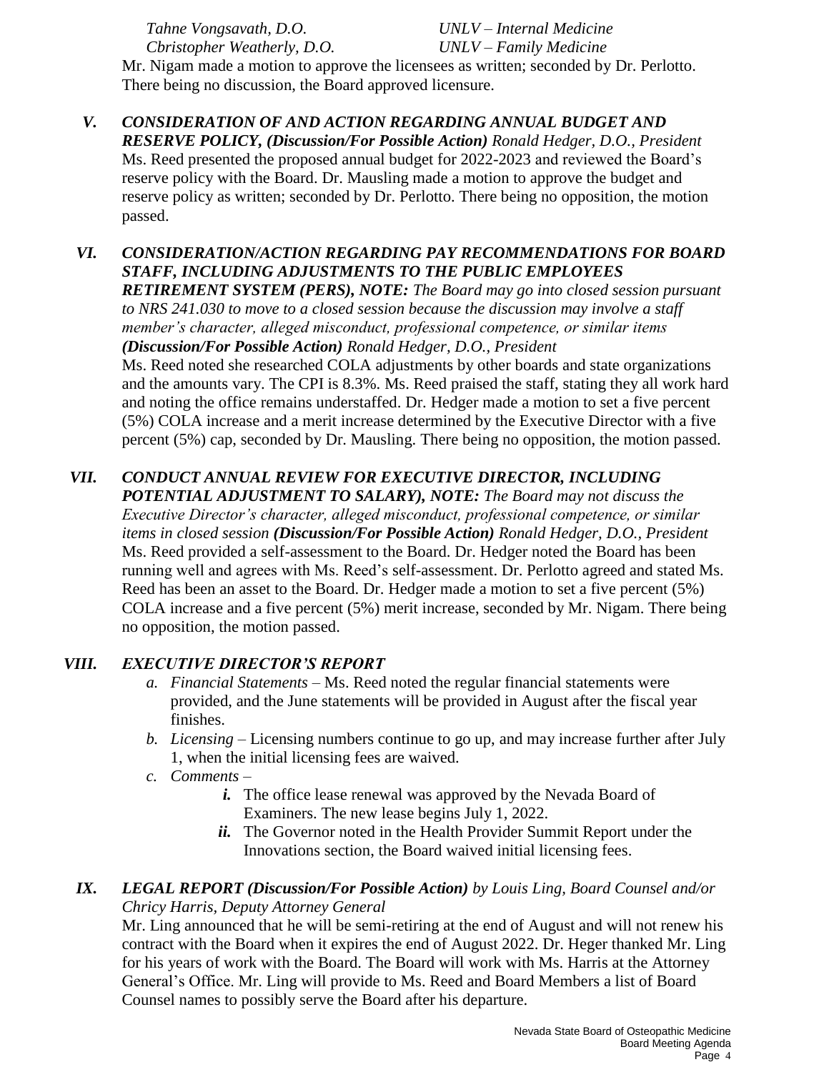*Tahne Vongsavath, D.O.* *UNLV – Internal Medicine*
*Cbristopher Weatherly, D.O.* *UNLV – Family Medicine*

Mr. Nigam made a motion to approve the licensees as written; seconded by Dr. Perlotto. There being no discussion, the Board approved licensure.

***V. CONSIDERATION OF AND ACTION REGARDING ANNUAL BUDGET AND RESERVE POLICY, (Discussion/For Possible Action)*** *Ronald Hedger, D.O., President*

Ms. Reed presented the proposed annual budget for 2022-2023 and reviewed the Board's reserve policy with the Board. Dr. Mausling made a motion to approve the budget and reserve policy as written; seconded by Dr. Perlotto. There being no opposition, the motion passed.

***VI. CONSIDERATION/ACTION REGARDING PAY RECOMMENDATIONS FOR BOARD STAFF, INCLUDING ADJUSTMENTS TO THE PUBLIC EMPLOYEES RETIREMENT SYSTEM (PERS), NOTE:*** *The Board may go into closed session pursuant to NRS 241.030 to move to a closed session because the discussion may involve a staff member's character, alleged misconduct, professional competence, or similar items* ***(Discussion/For Possible Action)*** *Ronald Hedger, D.O., President*

Ms. Reed noted she researched COLA adjustments by other boards and state organizations and the amounts vary. The CPI is 8.3%. Ms. Reed praised the staff, stating they all work hard and noting the office remains understaffed. Dr. Hedger made a motion to set a five percent (5%) COLA increase and a merit increase determined by the Executive Director with a five percent (5%) cap, seconded by Dr. Mausling. There being no opposition, the motion passed.

***VII. CONDUCT ANNUAL REVIEW FOR EXECUTIVE DIRECTOR, INCLUDING POTENTIAL ADJUSTMENT TO SALARY), NOTE:*** *The Board may not discuss the Executive Director's character, alleged misconduct, professional competence, or similar items in closed session* ***(Discussion/For Possible Action)*** *Ronald Hedger, D.O., President*

Ms. Reed provided a self-assessment to the Board. Dr. Hedger noted the Board has been running well and agrees with Ms. Reed's self-assessment. Dr. Perlotto agreed and stated Ms. Reed has been an asset to the Board. Dr. Hedger made a motion to set a five percent (5%) COLA increase and a five percent (5%) merit increase, seconded by Mr. Nigam. There being no opposition, the motion passed.

***VIII. EXECUTIVE DIRECTOR'S REPORT***

*a. Financial Statements* – Ms. Reed noted the regular financial statements were provided, and the June statements will be provided in August after the fiscal year finishes.

*b. Licensing* – Licensing numbers continue to go up, and may increase further after July 1, when the initial licensing fees are waived.

*c. Comments* –

- ***i.*** The office lease renewal was approved by the Nevada Board of Examiners. The new lease begins July 1, 2022.
- ***ii.*** The Governor noted in the Health Provider Summit Report under the Innovations section, the Board waived initial licensing fees.

***IX. LEGAL REPORT (Discussion/For Possible Action)*** *by Louis Ling, Board Counsel and/or Chricy Harris, Deputy Attorney General*

Mr. Ling announced that he will be semi-retiring at the end of August and will not renew his contract with the Board when it expires the end of August 2022. Dr. Heger thanked Mr. Ling for his years of work with the Board. The Board will work with Ms. Harris at the Attorney General's Office. Mr. Ling will provide to Ms. Reed and Board Members a list of Board Counsel names to possibly serve the Board after his departure.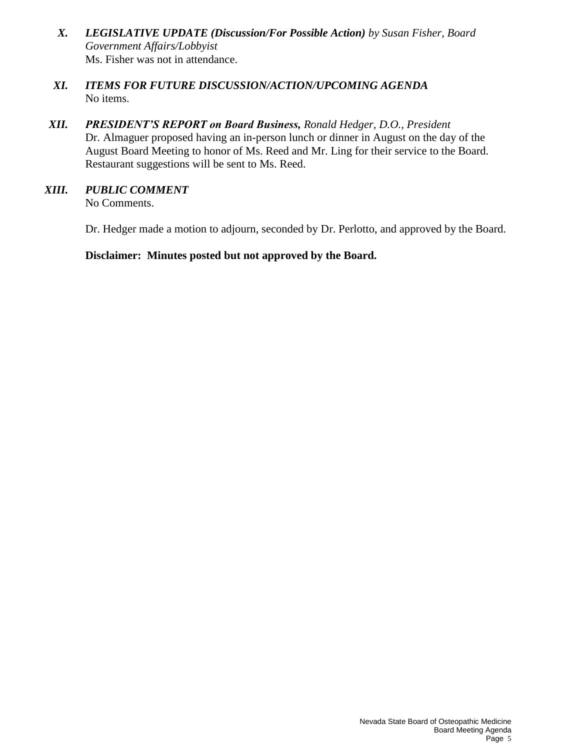***X. LEGISLATIVE UPDATE (Discussion/For Possible Action)*** *by Susan Fisher, Board Government Affairs/Lobbyist*
Ms. Fisher was not in attendance.

***XI. ITEMS FOR FUTURE DISCUSSION/ACTION/UPCOMING AGENDA***
No items.

***XII. PRESIDENT'S REPORT on Board Business,*** *Ronald Hedger, D.O., President*
Dr. Almaguer proposed having an in-person lunch or dinner in August on the day of the August Board Meeting to honor of Ms. Reed and Mr. Ling for their service to the Board. Restaurant suggestions will be sent to Ms. Reed.

***XIII. PUBLIC COMMENT***
No Comments.

Dr. Hedger made a motion to adjourn, seconded by Dr. Perlotto, and approved by the Board.

**Disclaimer: Minutes posted but not approved by the Board.**